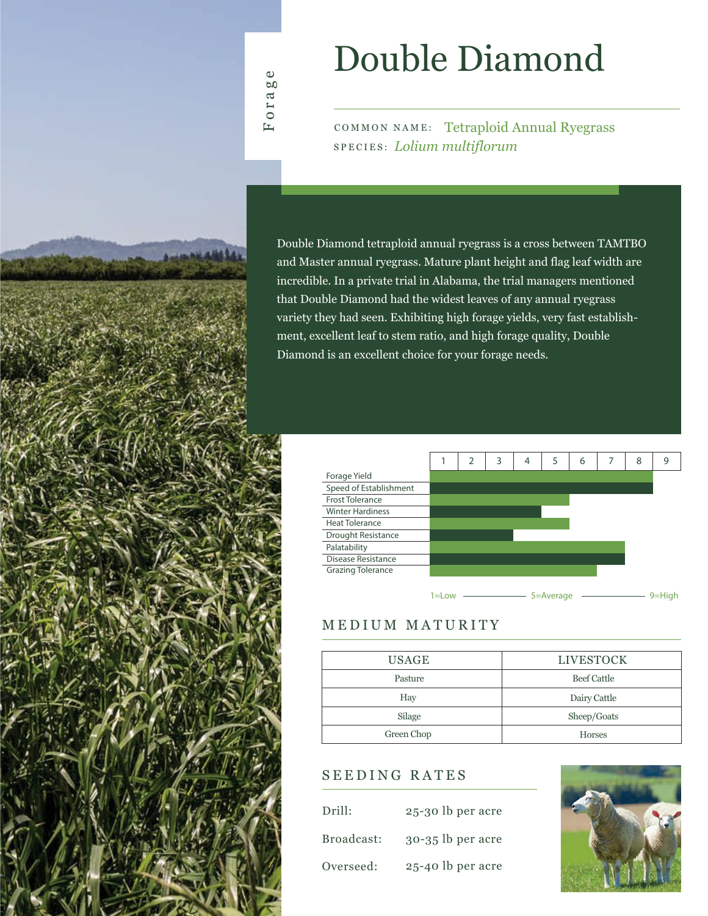# Double Diamond

COMMON NAME: Tetraploid Annual Ryegrass
SPECIES: *Lolium multiflorum*

Double Diamond tetraploid annual ryegrass is a cross between TAMTBO and Master annual ryegrass. Mature plant height and flag leaf width are incredible. In a private trial in Alabama, the trial managers mentioned that Double Diamond had the widest leaves of any annual ryegrass variety they had seen. Exhibiting high forage yields, very fast establishment, excellent leaf to stem ratio, and high forage quality, Double Diamond is an excellent choice for your forage needs.

1 2 3 4 5 6 7 8 9

Forage Yield
Speed of Establishment
Frost Tolerance
Winter Hardiness
Heat Tolerance
Drought Resistance
Palatability
Disease Resistance
Grazing Tolerance

1=Low 5=Average 9=High

## MEDIUM MATURITY

| USAGE | LIVESTOCK |
|---|---|
| Pasture | Beef Cattle |
| Hay | Dairy Cattle |
| Silage | Sheep/Goats |
| Green Chop | Horses |

## SEEDING RATES

Drill: 25-30 lb per acre

Broadcast: 30-35 lb per acre

Overseed: 25-40 lb per acre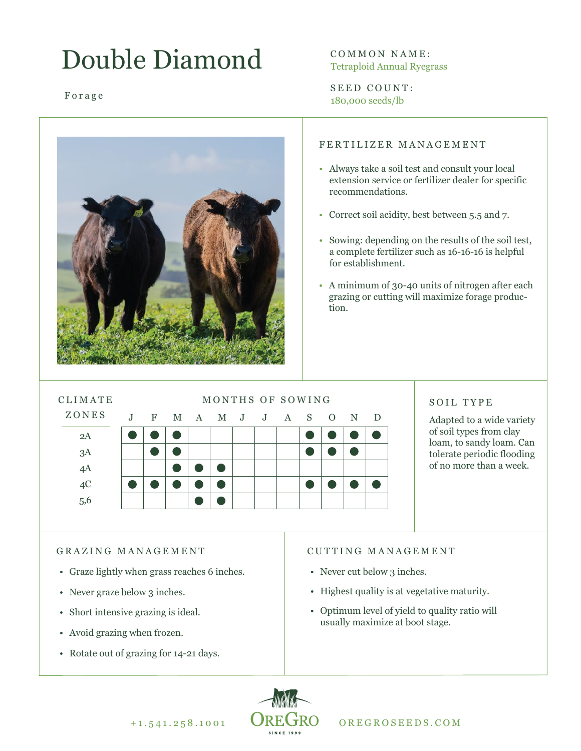# Double Diamond

Forage

COMMON NAME:
Tetraploid Annual Ryegrass

SEED COUNT:
180,000 seeds/lb

## FERTILIZER MANAGEMENT

- Always take a soil test and consult your local extension service or fertilizer dealer for specific recommendations.
- Correct soil acidity, best between 5.5 and 7.
- Sowing: depending on the results of the soil test, a complete fertilizer such as 16-16-16 is helpful for establishment.
- A minimum of 30-40 units of nitrogen after each grazing or cutting will maximize forage production.

## CLIMATE ZONES / MONTHS OF SOWING

| CLIMATE ZONES | J | F | M | A | M | J | J | A | S | O | N | D |
|---|---|---|---|---|---|---|---|---|---|---|---|---|
| 2A | ● | ● | ● | | | | | | ● | ● | ● | ● |
| 3A | | ● | ● | | | | | | ● | ● | ● | |
| 4A | | | ● | ● | ● | | | | | | | |
| 4C | ● | ● | ● | ● | ● | | | | ● | ● | ● | ● |
| 5,6 | | | | ● | ● | | | | | | | |

## SOIL TYPE

Adapted to a wide variety of soil types from clay loam, to sandy loam. Can tolerate periodic flooding of no more than a week.

## GRAZING MANAGEMENT

- Graze lightly when grass reaches 6 inches.
- Never graze below 3 inches.
- Short intensive grazing is ideal.
- Avoid grazing when frozen.
- Rotate out of grazing for 14-21 days.

## CUTTING MANAGEMENT

- Never cut below 3 inches.
- Highest quality is at vegetative maturity.
- Optimum level of yield to quality ratio will usually maximize at boot stage.

+1.541.258.1001 OREGRO SINCE 1999 OREGROSEEDS.COM